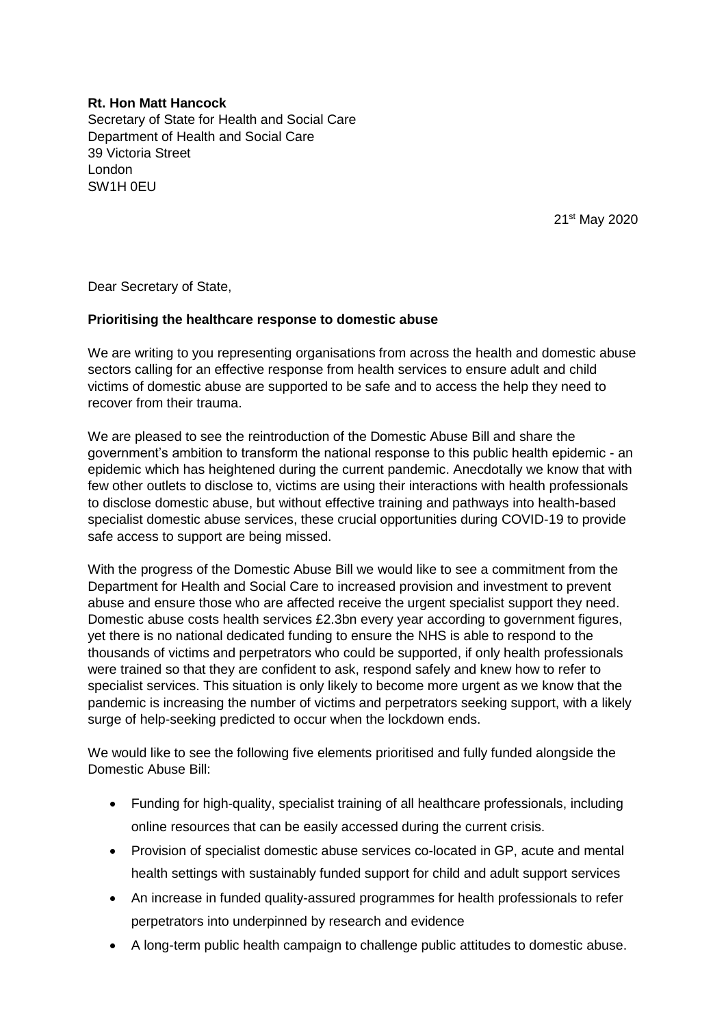**Rt. Hon Matt Hancock**
Secretary of State for Health and Social Care
Department of Health and Social Care
39 Victoria Street
London
SW1H 0EU

21st May 2020

Dear Secretary of State,

**Prioritising the healthcare response to domestic abuse**

We are writing to you representing organisations from across the health and domestic abuse sectors calling for an effective response from health services to ensure adult and child victims of domestic abuse are supported to be safe and to access the help they need to recover from their trauma.

We are pleased to see the reintroduction of the Domestic Abuse Bill and share the government's ambition to transform the national response to this public health epidemic - an epidemic which has heightened during the current pandemic. Anecdotally we know that with few other outlets to disclose to, victims are using their interactions with health professionals to disclose domestic abuse, but without effective training and pathways into health-based specialist domestic abuse services, these crucial opportunities during COVID-19 to provide safe access to support are being missed.

With the progress of the Domestic Abuse Bill we would like to see a commitment from the Department for Health and Social Care to increased provision and investment to prevent abuse and ensure those who are affected receive the urgent specialist support they need. Domestic abuse costs health services £2.3bn every year according to government figures, yet there is no national dedicated funding to ensure the NHS is able to respond to the thousands of victims and perpetrators who could be supported, if only health professionals were trained so that they are confident to ask, respond safely and knew how to refer to specialist services. This situation is only likely to become more urgent as we know that the pandemic is increasing the number of victims and perpetrators seeking support, with a likely surge of help-seeking predicted to occur when the lockdown ends.

We would like to see the following five elements prioritised and fully funded alongside the Domestic Abuse Bill:

- Funding for high-quality, specialist training of all healthcare professionals, including online resources that can be easily accessed during the current crisis.
- Provision of specialist domestic abuse services co-located in GP, acute and mental health settings with sustainably funded support for child and adult support services
- An increase in funded quality-assured programmes for health professionals to refer perpetrators into underpinned by research and evidence
- A long-term public health campaign to challenge public attitudes to domestic abuse.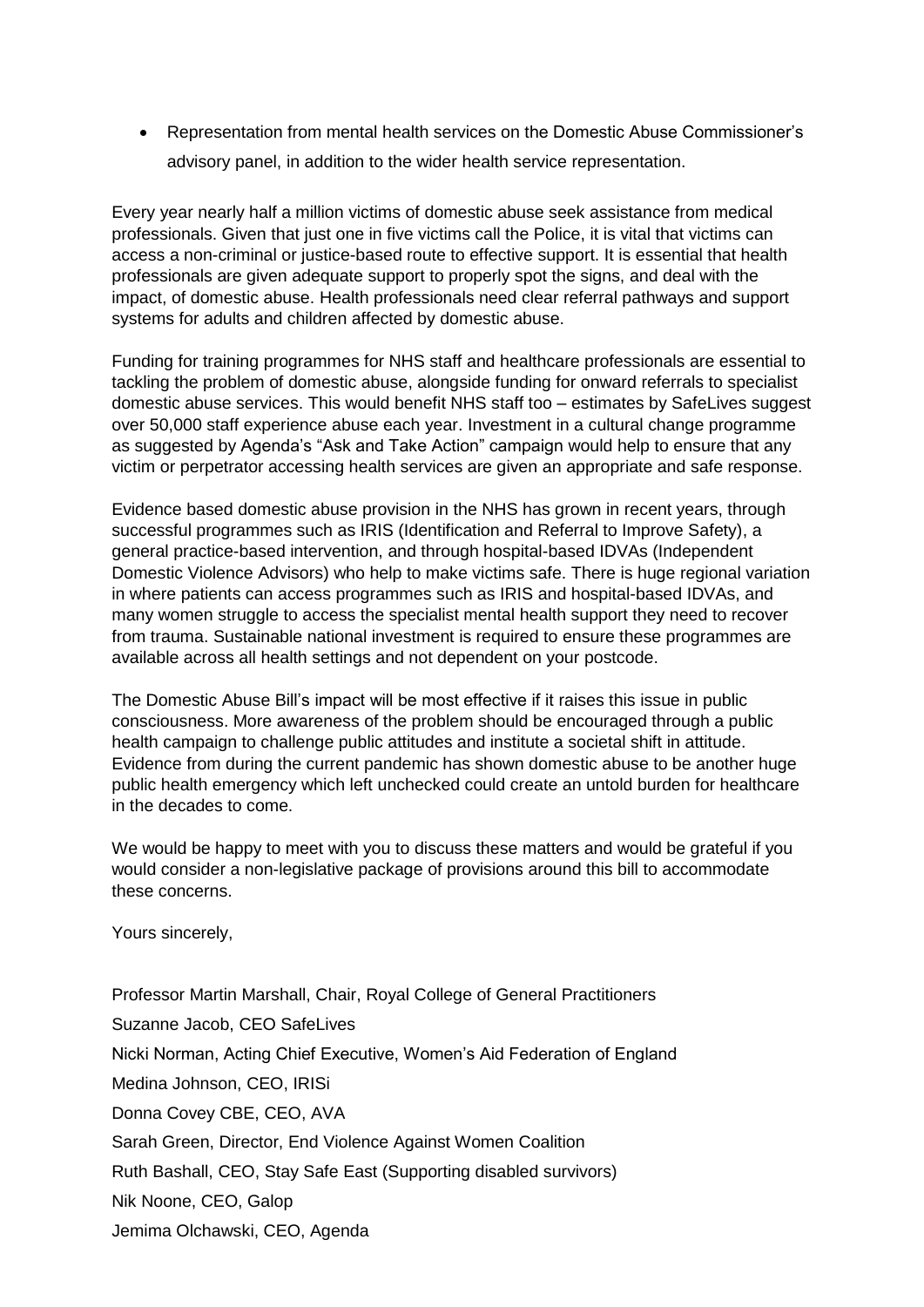- Representation from mental health services on the Domestic Abuse Commissioner's advisory panel, in addition to the wider health service representation.

Every year nearly half a million victims of domestic abuse seek assistance from medical professionals. Given that just one in five victims call the Police, it is vital that victims can access a non-criminal or justice-based route to effective support. It is essential that health professionals are given adequate support to properly spot the signs, and deal with the impact, of domestic abuse. Health professionals need clear referral pathways and support systems for adults and children affected by domestic abuse.

Funding for training programmes for NHS staff and healthcare professionals are essential to tackling the problem of domestic abuse, alongside funding for onward referrals to specialist domestic abuse services. This would benefit NHS staff too – estimates by SafeLives suggest over 50,000 staff experience abuse each year. Investment in a cultural change programme as suggested by Agenda's "Ask and Take Action" campaign would help to ensure that any victim or perpetrator accessing health services are given an appropriate and safe response.

Evidence based domestic abuse provision in the NHS has grown in recent years, through successful programmes such as IRIS (Identification and Referral to Improve Safety), a general practice-based intervention, and through hospital-based IDVAs (Independent Domestic Violence Advisors) who help to make victims safe. There is huge regional variation in where patients can access programmes such as IRIS and hospital-based IDVAs, and many women struggle to access the specialist mental health support they need to recover from trauma. Sustainable national investment is required to ensure these programmes are available across all health settings and not dependent on your postcode.

The Domestic Abuse Bill's impact will be most effective if it raises this issue in public consciousness. More awareness of the problem should be encouraged through a public health campaign to challenge public attitudes and institute a societal shift in attitude. Evidence from during the current pandemic has shown domestic abuse to be another huge public health emergency which left unchecked could create an untold burden for healthcare in the decades to come.

We would be happy to meet with you to discuss these matters and would be grateful if you would consider a non-legislative package of provisions around this bill to accommodate these concerns.

Yours sincerely,

Professor Martin Marshall, Chair, Royal College of General Practitioners

Suzanne Jacob, CEO SafeLives

Nicki Norman, Acting Chief Executive, Women's Aid Federation of England

Medina Johnson, CEO, IRISi

Donna Covey CBE, CEO, AVA

Sarah Green, Director, End Violence Against Women Coalition

Ruth Bashall, CEO, Stay Safe East (Supporting disabled survivors)

Nik Noone, CEO, Galop

Jemima Olchawski, CEO, Agenda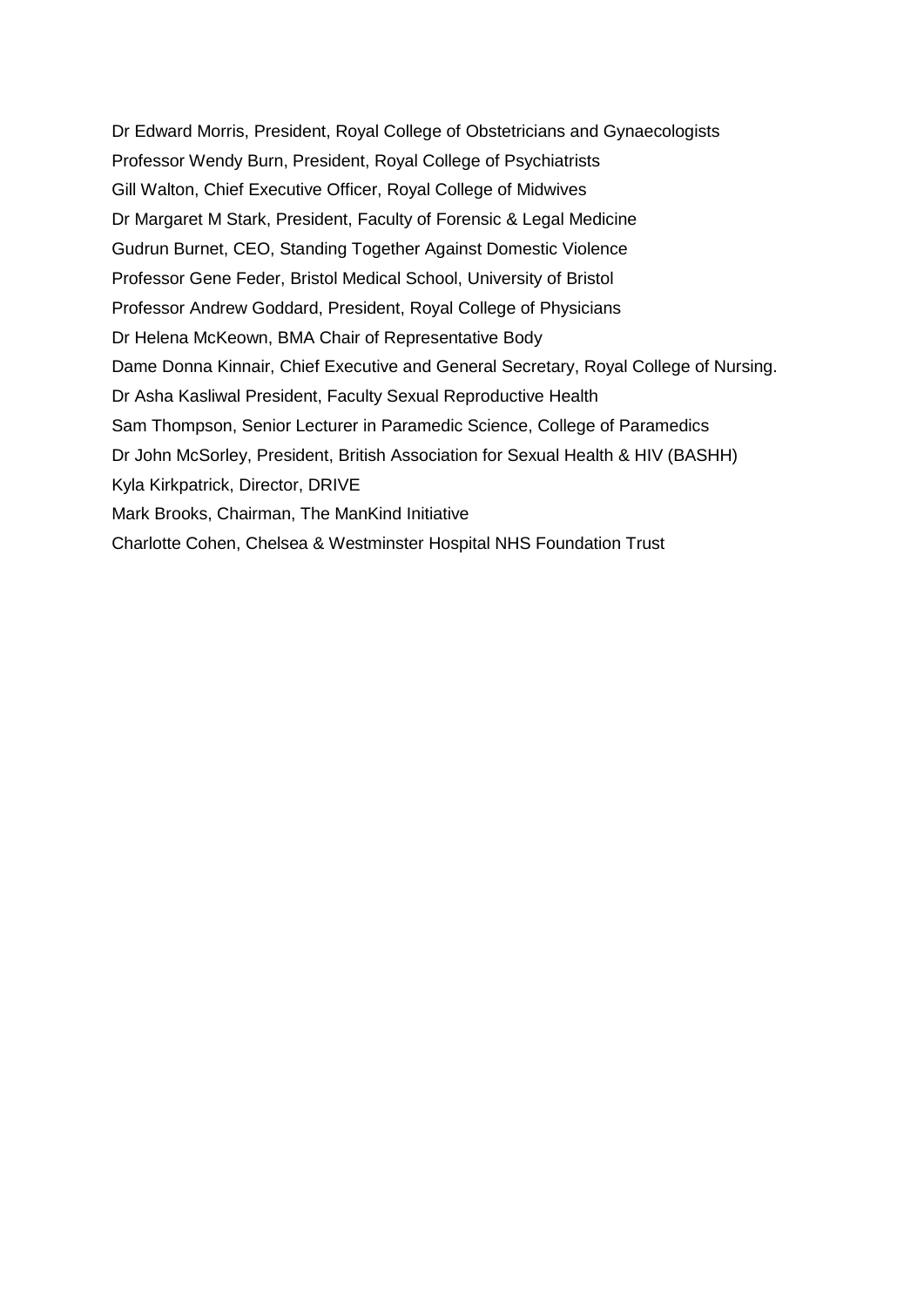Dr Edward Morris, President, Royal College of Obstetricians and Gynaecologists

Professor Wendy Burn, President, Royal College of Psychiatrists

Gill Walton, Chief Executive Officer, Royal College of Midwives

Dr Margaret M Stark, President, Faculty of Forensic & Legal Medicine

Gudrun Burnet, CEO, Standing Together Against Domestic Violence

Professor Gene Feder, Bristol Medical School, University of Bristol

Professor Andrew Goddard, President, Royal College of Physicians

Dr Helena McKeown, BMA Chair of Representative Body

Dame Donna Kinnair, Chief Executive and General Secretary, Royal College of Nursing.

Dr Asha Kasliwal President, Faculty Sexual Reproductive Health

Sam Thompson, Senior Lecturer in Paramedic Science, College of Paramedics

Dr John McSorley, President, British Association for Sexual Health & HIV (BASHH)

Kyla Kirkpatrick, Director, DRIVE

Mark Brooks, Chairman, The ManKind Initiative

Charlotte Cohen, Chelsea & Westminster Hospital NHS Foundation Trust